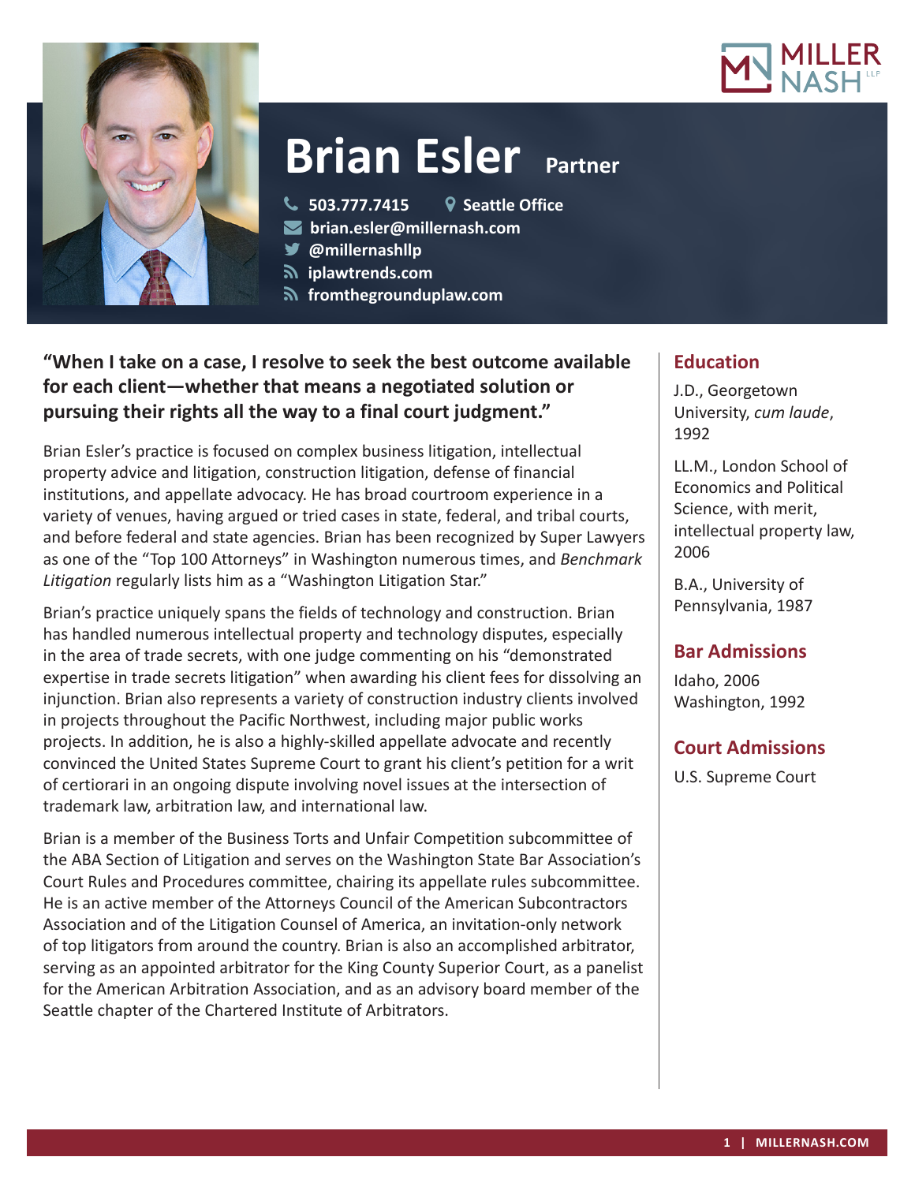# Brian Esler Partner

503.777.7415
Seattle Office
brian.esler@millernash.com
@millernashllp
iplawtrends.com
fromthegrounduplaw.com

**"When I take on a case, I resolve to seek the best outcome available for each client—whether that means a negotiated solution or pursuing their rights all the way to a final court judgment."**

Brian Esler's practice is focused on complex business litigation, intellectual property advice and litigation, construction litigation, defense of financial institutions, and appellate advocacy. He has broad courtroom experience in a variety of venues, having argued or tried cases in state, federal, and tribal courts, and before federal and state agencies. Brian has been recognized by Super Lawyers as one of the "Top 100 Attorneys" in Washington numerous times, and *Benchmark Litigation* regularly lists him as a "Washington Litigation Star."

Brian's practice uniquely spans the fields of technology and construction. Brian has handled numerous intellectual property and technology disputes, especially in the area of trade secrets, with one judge commenting on his "demonstrated expertise in trade secrets litigation" when awarding his client fees for dissolving an injunction. Brian also represents a variety of construction industry clients involved in projects throughout the Pacific Northwest, including major public works projects. In addition, he is also a highly-skilled appellate advocate and recently convinced the United States Supreme Court to grant his client's petition for a writ of certiorari in an ongoing dispute involving novel issues at the intersection of trademark law, arbitration law, and international law.

Brian is a member of the Business Torts and Unfair Competition subcommittee of the ABA Section of Litigation and serves on the Washington State Bar Association's Court Rules and Procedures committee, chairing its appellate rules subcommittee. He is an active member of the Attorneys Council of the American Subcontractors Association and of the Litigation Counsel of America, an invitation-only network of top litigators from around the country. Brian is also an accomplished arbitrator, serving as an appointed arbitrator for the King County Superior Court, as a panelist for the American Arbitration Association, and as an advisory board member of the Seattle chapter of the Chartered Institute of Arbitrators.

## Education

J.D., Georgetown University, *cum laude*, 1992

LL.M., London School of Economics and Political Science, with merit, intellectual property law, 2006

B.A., University of Pennsylvania, 1987

## Bar Admissions

Idaho, 2006
Washington, 1992

## Court Admissions

U.S. Supreme Court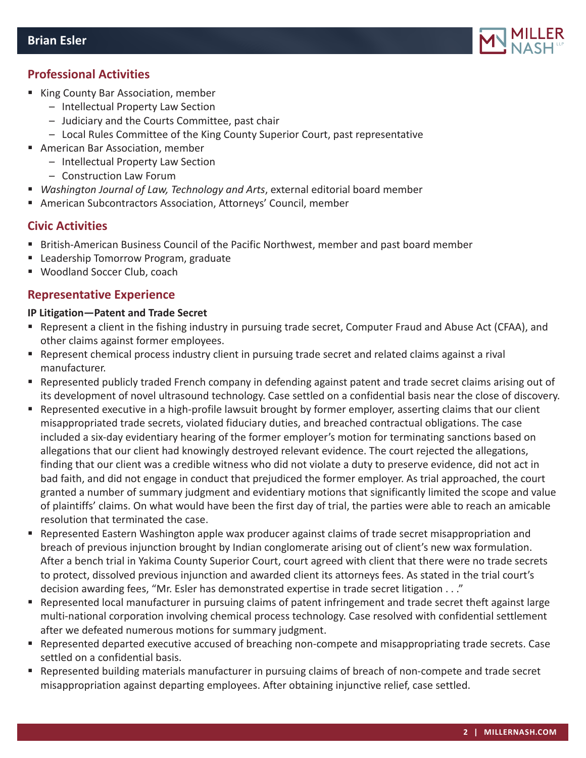## Professional Activities

- King County Bar Association, member
  - Intellectual Property Law Section
  - Judiciary and the Courts Committee, past chair
  - Local Rules Committee of the King County Superior Court, past representative
- American Bar Association, member
  - Intellectual Property Law Section
  - Construction Law Forum
- *Washington Journal of Law, Technology and Arts*, external editorial board member
- American Subcontractors Association, Attorneys' Council, member

## Civic Activities

- British-American Business Council of the Pacific Northwest, member and past board member
- Leadership Tomorrow Program, graduate
- Woodland Soccer Club, coach

## Representative Experience

**IP Litigation—Patent and Trade Secret**

- Represent a client in the fishing industry in pursuing trade secret, Computer Fraud and Abuse Act (CFAA), and other claims against former employees.
- Represent chemical process industry client in pursuing trade secret and related claims against a rival manufacturer.
- Represented publicly traded French company in defending against patent and trade secret claims arising out of its development of novel ultrasound technology. Case settled on a confidential basis near the close of discovery.
- Represented executive in a high-profile lawsuit brought by former employer, asserting claims that our client misappropriated trade secrets, violated fiduciary duties, and breached contractual obligations. The case included a six-day evidentiary hearing of the former employer's motion for terminating sanctions based on allegations that our client had knowingly destroyed relevant evidence. The court rejected the allegations, finding that our client was a credible witness who did not violate a duty to preserve evidence, did not act in bad faith, and did not engage in conduct that prejudiced the former employer. As trial approached, the court granted a number of summary judgment and evidentiary motions that significantly limited the scope and value of plaintiffs' claims. On what would have been the first day of trial, the parties were able to reach an amicable resolution that terminated the case.
- Represented Eastern Washington apple wax producer against claims of trade secret misappropriation and breach of previous injunction brought by Indian conglomerate arising out of client's new wax formulation. After a bench trial in Yakima County Superior Court, court agreed with client that there were no trade secrets to protect, dissolved previous injunction and awarded client its attorneys fees. As stated in the trial court's decision awarding fees, "Mr. Esler has demonstrated expertise in trade secret litigation . . ."
- Represented local manufacturer in pursuing claims of patent infringement and trade secret theft against large multi-national corporation involving chemical process technology. Case resolved with confidential settlement after we defeated numerous motions for summary judgment.
- Represented departed executive accused of breaching non-compete and misappropriating trade secrets. Case settled on a confidential basis.
- Represented building materials manufacturer in pursuing claims of breach of non-compete and trade secret misappropriation against departing employees. After obtaining injunctive relief, case settled.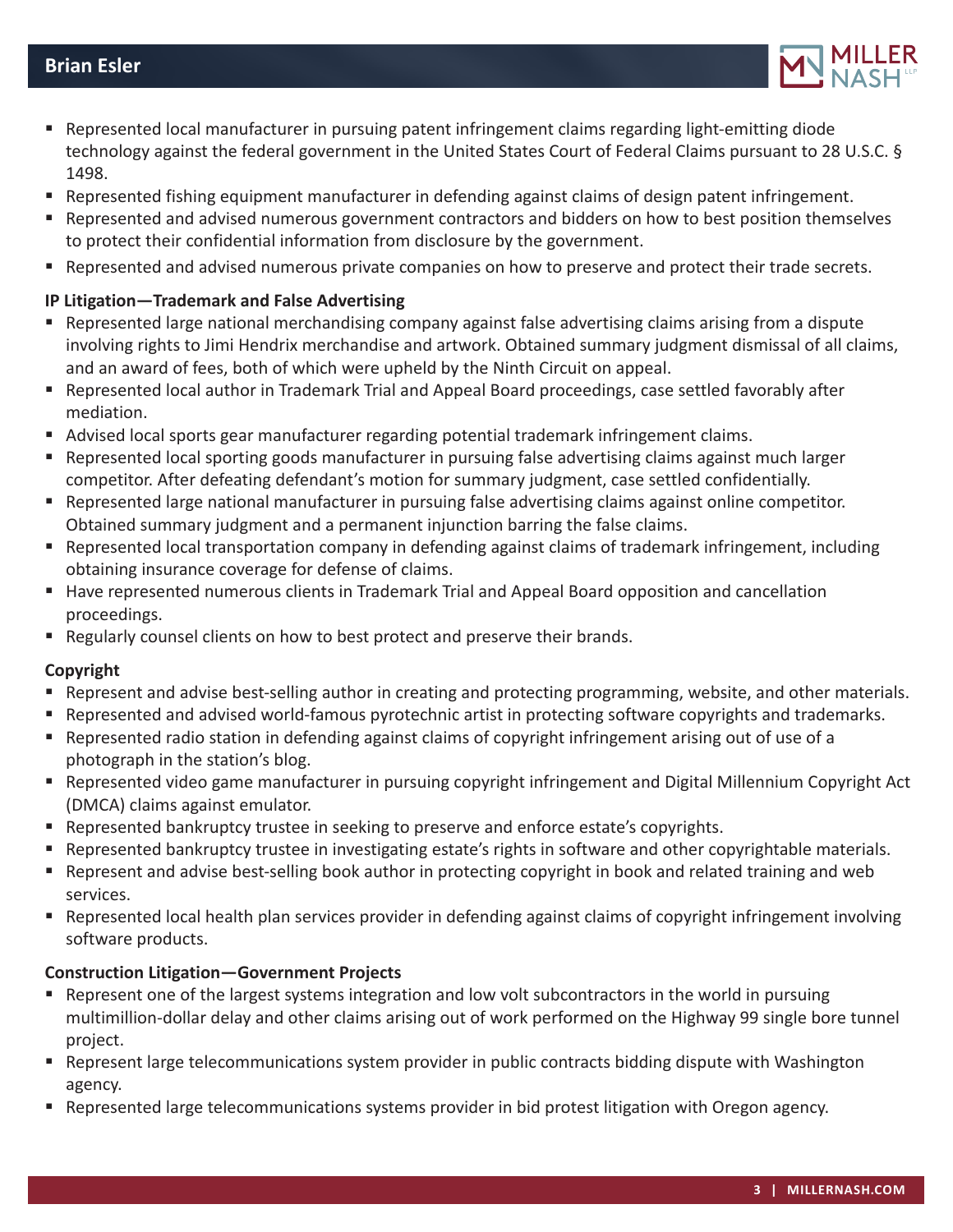- Represented local manufacturer in pursuing patent infringement claims regarding light-emitting diode technology against the federal government in the United States Court of Federal Claims pursuant to 28 U.S.C. § 1498.
- Represented fishing equipment manufacturer in defending against claims of design patent infringement.
- Represented and advised numerous government contractors and bidders on how to best position themselves to protect their confidential information from disclosure by the government.
- Represented and advised numerous private companies on how to preserve and protect their trade secrets.

**IP Litigation—Trademark and False Advertising**

- Represented large national merchandising company against false advertising claims arising from a dispute involving rights to Jimi Hendrix merchandise and artwork. Obtained summary judgment dismissal of all claims, and an award of fees, both of which were upheld by the Ninth Circuit on appeal.
- Represented local author in Trademark Trial and Appeal Board proceedings, case settled favorably after mediation.
- Advised local sports gear manufacturer regarding potential trademark infringement claims.
- Represented local sporting goods manufacturer in pursuing false advertising claims against much larger competitor. After defeating defendant's motion for summary judgment, case settled confidentially.
- Represented large national manufacturer in pursuing false advertising claims against online competitor. Obtained summary judgment and a permanent injunction barring the false claims.
- Represented local transportation company in defending against claims of trademark infringement, including obtaining insurance coverage for defense of claims.
- Have represented numerous clients in Trademark Trial and Appeal Board opposition and cancellation proceedings.
- Regularly counsel clients on how to best protect and preserve their brands.

**Copyright**

- Represent and advise best-selling author in creating and protecting programming, website, and other materials.
- Represented and advised world-famous pyrotechnic artist in protecting software copyrights and trademarks.
- Represented radio station in defending against claims of copyright infringement arising out of use of a photograph in the station's blog.
- Represented video game manufacturer in pursuing copyright infringement and Digital Millennium Copyright Act (DMCA) claims against emulator.
- Represented bankruptcy trustee in seeking to preserve and enforce estate's copyrights.
- Represented bankruptcy trustee in investigating estate's rights in software and other copyrightable materials.
- Represent and advise best-selling book author in protecting copyright in book and related training and web services.
- Represented local health plan services provider in defending against claims of copyright infringement involving software products.

**Construction Litigation—Government Projects**

- Represent one of the largest systems integration and low volt subcontractors in the world in pursuing multimillion-dollar delay and other claims arising out of work performed on the Highway 99 single bore tunnel project.
- Represent large telecommunications system provider in public contracts bidding dispute with Washington agency.
- Represented large telecommunications systems provider in bid protest litigation with Oregon agency.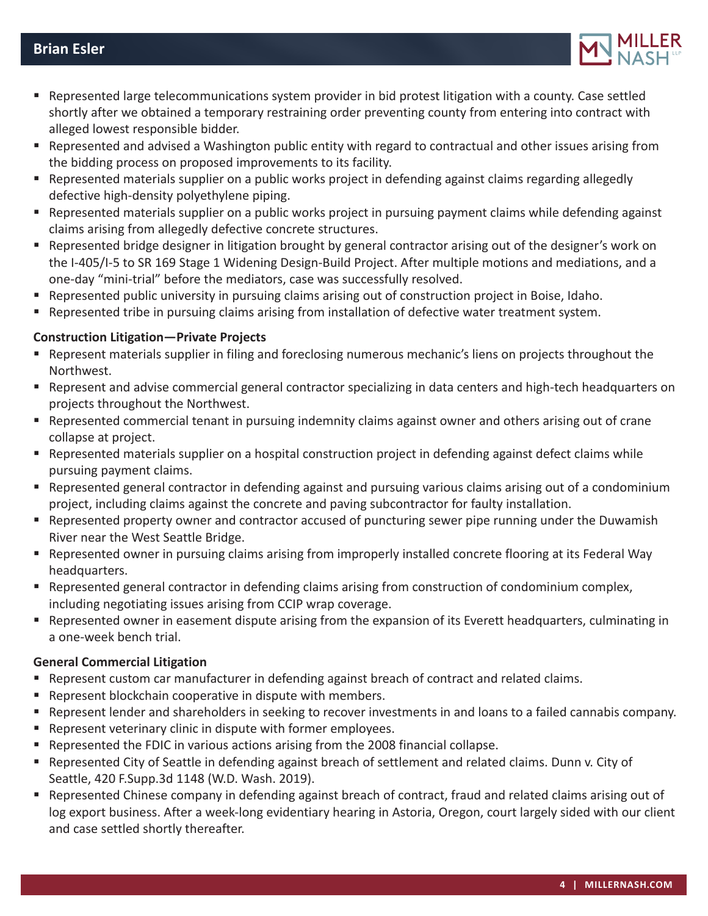- Represented large telecommunications system provider in bid protest litigation with a county. Case settled shortly after we obtained a temporary restraining order preventing county from entering into contract with alleged lowest responsible bidder.
- Represented and advised a Washington public entity with regard to contractual and other issues arising from the bidding process on proposed improvements to its facility.
- Represented materials supplier on a public works project in defending against claims regarding allegedly defective high-density polyethylene piping.
- Represented materials supplier on a public works project in pursuing payment claims while defending against claims arising from allegedly defective concrete structures.
- Represented bridge designer in litigation brought by general contractor arising out of the designer's work on the I-405/I-5 to SR 169 Stage 1 Widening Design-Build Project. After multiple motions and mediations, and a one-day "mini-trial" before the mediators, case was successfully resolved.
- Represented public university in pursuing claims arising out of construction project in Boise, Idaho.
- Represented tribe in pursuing claims arising from installation of defective water treatment system.

**Construction Litigation—Private Projects**

- Represent materials supplier in filing and foreclosing numerous mechanic's liens on projects throughout the Northwest.
- Represent and advise commercial general contractor specializing in data centers and high-tech headquarters on projects throughout the Northwest.
- Represented commercial tenant in pursuing indemnity claims against owner and others arising out of crane collapse at project.
- Represented materials supplier on a hospital construction project in defending against defect claims while pursuing payment claims.
- Represented general contractor in defending against and pursuing various claims arising out of a condominium project, including claims against the concrete and paving subcontractor for faulty installation.
- Represented property owner and contractor accused of puncturing sewer pipe running under the Duwamish River near the West Seattle Bridge.
- Represented owner in pursuing claims arising from improperly installed concrete flooring at its Federal Way headquarters.
- Represented general contractor in defending claims arising from construction of condominium complex, including negotiating issues arising from CCIP wrap coverage.
- Represented owner in easement dispute arising from the expansion of its Everett headquarters, culminating in a one-week bench trial.

**General Commercial Litigation**

- Represent custom car manufacturer in defending against breach of contract and related claims.
- Represent blockchain cooperative in dispute with members.
- Represent lender and shareholders in seeking to recover investments in and loans to a failed cannabis company.
- Represent veterinary clinic in dispute with former employees.
- Represented the FDIC in various actions arising from the 2008 financial collapse.
- Represented City of Seattle in defending against breach of settlement and related claims. Dunn v. City of Seattle, 420 F.Supp.3d 1148 (W.D. Wash. 2019).
- Represented Chinese company in defending against breach of contract, fraud and related claims arising out of log export business. After a week-long evidentiary hearing in Astoria, Oregon, court largely sided with our client and case settled shortly thereafter.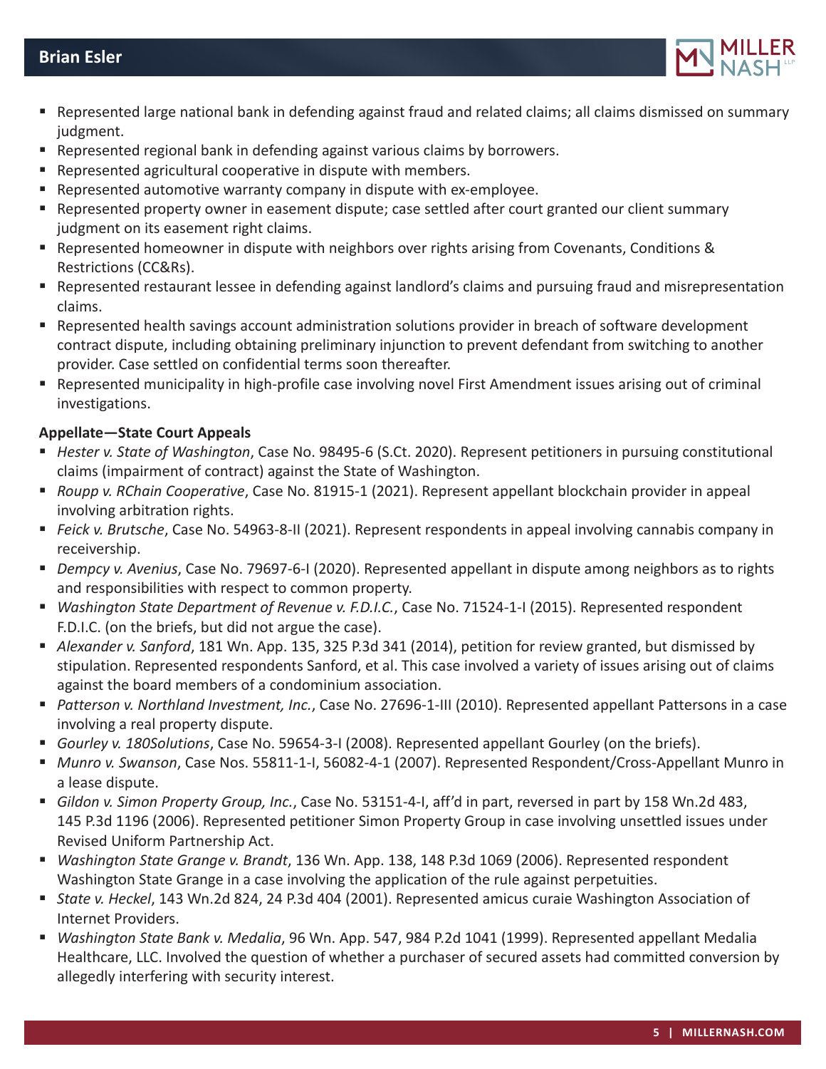- Represented large national bank in defending against fraud and related claims; all claims dismissed on summary judgment.
- Represented regional bank in defending against various claims by borrowers.
- Represented agricultural cooperative in dispute with members.
- Represented automotive warranty company in dispute with ex-employee.
- Represented property owner in easement dispute; case settled after court granted our client summary judgment on its easement right claims.
- Represented homeowner in dispute with neighbors over rights arising from Covenants, Conditions & Restrictions (CC&Rs).
- Represented restaurant lessee in defending against landlord's claims and pursuing fraud and misrepresentation claims.
- Represented health savings account administration solutions provider in breach of software development contract dispute, including obtaining preliminary injunction to prevent defendant from switching to another provider. Case settled on confidential terms soon thereafter.
- Represented municipality in high-profile case involving novel First Amendment issues arising out of criminal investigations.

**Appellate—State Court Appeals**

- *Hester v. State of Washington*, Case No. 98495-6 (S.Ct. 2020). Represent petitioners in pursuing constitutional claims (impairment of contract) against the State of Washington.
- *Roupp v. RChain Cooperative*, Case No. 81915-1 (2021). Represent appellant blockchain provider in appeal involving arbitration rights.
- *Feick v. Brutsche*, Case No. 54963-8-II (2021). Represent respondents in appeal involving cannabis company in receivership.
- *Dempcy v. Avenius*, Case No. 79697-6-I (2020). Represented appellant in dispute among neighbors as to rights and responsibilities with respect to common property.
- *Washington State Department of Revenue v. F.D.I.C.*, Case No. 71524-1-I (2015). Represented respondent F.D.I.C. (on the briefs, but did not argue the case).
- *Alexander v. Sanford*, 181 Wn. App. 135, 325 P.3d 341 (2014), petition for review granted, but dismissed by stipulation. Represented respondents Sanford, et al. This case involved a variety of issues arising out of claims against the board members of a condominium association.
- *Patterson v. Northland Investment, Inc.*, Case No. 27696-1-III (2010). Represented appellant Pattersons in a case involving a real property dispute.
- *Gourley v. 180Solutions*, Case No. 59654-3-I (2008). Represented appellant Gourley (on the briefs).
- *Munro v. Swanson*, Case Nos. 55811-1-I, 56082-4-1 (2007). Represented Respondent/Cross-Appellant Munro in a lease dispute.
- *Gildon v. Simon Property Group, Inc.*, Case No. 53151-4-I, aff'd in part, reversed in part by 158 Wn.2d 483, 145 P.3d 1196 (2006). Represented petitioner Simon Property Group in case involving unsettled issues under Revised Uniform Partnership Act.
- *Washington State Grange v. Brandt*, 136 Wn. App. 138, 148 P.3d 1069 (2006). Represented respondent Washington State Grange in a case involving the application of the rule against perpetuities.
- *State v. Heckel*, 143 Wn.2d 824, 24 P.3d 404 (2001). Represented amicus curaie Washington Association of Internet Providers.
- *Washington State Bank v. Medalia*, 96 Wn. App. 547, 984 P.2d 1041 (1999). Represented appellant Medalia Healthcare, LLC. Involved the question of whether a purchaser of secured assets had committed conversion by allegedly interfering with security interest.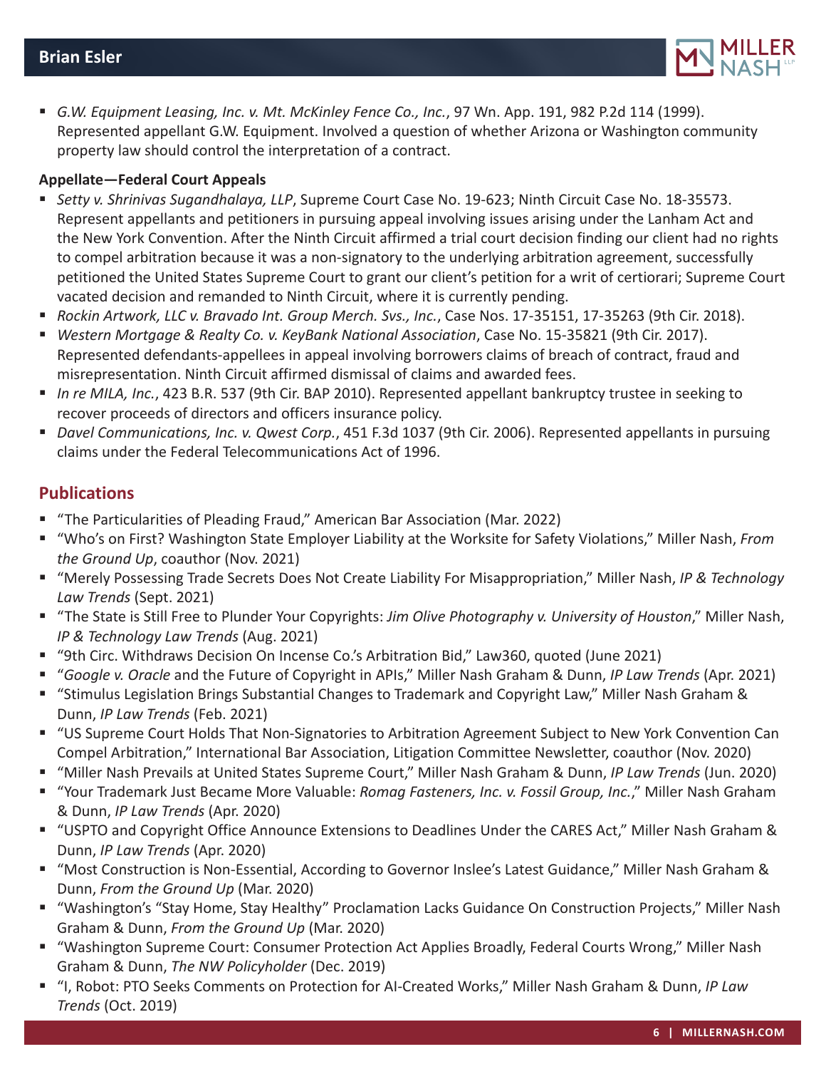- *G.W. Equipment Leasing, Inc. v. Mt. McKinley Fence Co., Inc.*, 97 Wn. App. 191, 982 P.2d 114 (1999). Represented appellant G.W. Equipment. Involved a question of whether Arizona or Washington community property law should control the interpretation of a contract.

**Appellate—Federal Court Appeals**

- *Setty v. Shrinivas Sugandhalaya, LLP*, Supreme Court Case No. 19-623; Ninth Circuit Case No. 18-35573. Represent appellants and petitioners in pursuing appeal involving issues arising under the Lanham Act and the New York Convention. After the Ninth Circuit affirmed a trial court decision finding our client had no rights to compel arbitration because it was a non-signatory to the underlying arbitration agreement, successfully petitioned the United States Supreme Court to grant our client's petition for a writ of certiorari; Supreme Court vacated decision and remanded to Ninth Circuit, where it is currently pending.
- *Rockin Artwork, LLC v. Bravado Int. Group Merch. Svs., Inc.*, Case Nos. 17-35151, 17-35263 (9th Cir. 2018).
- *Western Mortgage & Realty Co. v. KeyBank National Association*, Case No. 15-35821 (9th Cir. 2017). Represented defendants-appellees in appeal involving borrowers claims of breach of contract, fraud and misrepresentation. Ninth Circuit affirmed dismissal of claims and awarded fees.
- *In re MILA, Inc.*, 423 B.R. 537 (9th Cir. BAP 2010). Represented appellant bankruptcy trustee in seeking to recover proceeds of directors and officers insurance policy.
- *Davel Communications, Inc. v. Qwest Corp.*, 451 F.3d 1037 (9th Cir. 2006). Represented appellants in pursuing claims under the Federal Telecommunications Act of 1996.

## Publications

- "The Particularities of Pleading Fraud," American Bar Association (Mar. 2022)
- "Who's on First? Washington State Employer Liability at the Worksite for Safety Violations," Miller Nash, *From the Ground Up*, coauthor (Nov. 2021)
- "Merely Possessing Trade Secrets Does Not Create Liability For Misappropriation," Miller Nash, *IP & Technology Law Trends* (Sept. 2021)
- "The State is Still Free to Plunder Your Copyrights: *Jim Olive Photography v. University of Houston*," Miller Nash, *IP & Technology Law Trends* (Aug. 2021)
- "9th Circ. Withdraws Decision On Incense Co.'s Arbitration Bid," Law360, quoted (June 2021)
- "*Google v. Oracle* and the Future of Copyright in APIs," Miller Nash Graham & Dunn, *IP Law Trends* (Apr. 2021)
- "Stimulus Legislation Brings Substantial Changes to Trademark and Copyright Law," Miller Nash Graham & Dunn, *IP Law Trends* (Feb. 2021)
- "US Supreme Court Holds That Non-Signatories to Arbitration Agreement Subject to New York Convention Can Compel Arbitration," International Bar Association, Litigation Committee Newsletter, coauthor (Nov. 2020)
- "Miller Nash Prevails at United States Supreme Court," Miller Nash Graham & Dunn, *IP Law Trends* (Jun. 2020)
- "Your Trademark Just Became More Valuable: *Romag Fasteners, Inc. v. Fossil Group, Inc.*," Miller Nash Graham & Dunn, *IP Law Trends* (Apr. 2020)
- "USPTO and Copyright Office Announce Extensions to Deadlines Under the CARES Act," Miller Nash Graham & Dunn, *IP Law Trends* (Apr. 2020)
- "Most Construction is Non-Essential, According to Governor Inslee's Latest Guidance," Miller Nash Graham & Dunn, *From the Ground Up* (Mar. 2020)
- "Washington's "Stay Home, Stay Healthy" Proclamation Lacks Guidance On Construction Projects," Miller Nash Graham & Dunn, *From the Ground Up* (Mar. 2020)
- "Washington Supreme Court: Consumer Protection Act Applies Broadly, Federal Courts Wrong," Miller Nash Graham & Dunn, *The NW Policyholder* (Dec. 2019)
- "I, Robot: PTO Seeks Comments on Protection for AI-Created Works," Miller Nash Graham & Dunn, *IP Law Trends* (Oct. 2019)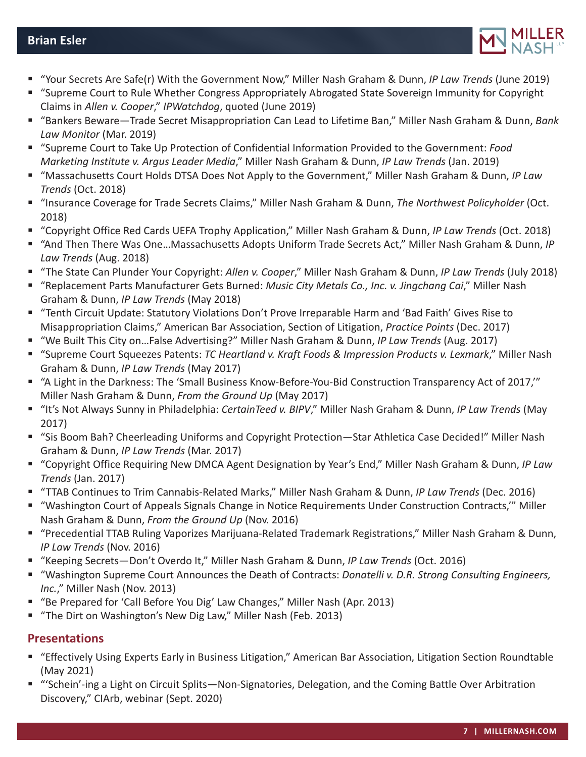- "Your Secrets Are Safe(r) With the Government Now," Miller Nash Graham & Dunn, *IP Law Trends* (June 2019)
- "Supreme Court to Rule Whether Congress Appropriately Abrogated State Sovereign Immunity for Copyright Claims in *Allen v. Cooper*," *IPWatchdog*, quoted (June 2019)
- "Bankers Beware—Trade Secret Misappropriation Can Lead to Lifetime Ban," Miller Nash Graham & Dunn, *Bank Law Monitor* (Mar. 2019)
- "Supreme Court to Take Up Protection of Confidential Information Provided to the Government: *Food Marketing Institute v. Argus Leader Media*," Miller Nash Graham & Dunn, *IP Law Trends* (Jan. 2019)
- "Massachusetts Court Holds DTSA Does Not Apply to the Government," Miller Nash Graham & Dunn, *IP Law Trends* (Oct. 2018)
- "Insurance Coverage for Trade Secrets Claims," Miller Nash Graham & Dunn, *The Northwest Policyholder* (Oct. 2018)
- "Copyright Office Red Cards UEFA Trophy Application," Miller Nash Graham & Dunn, *IP Law Trends* (Oct. 2018)
- "And Then There Was One…Massachusetts Adopts Uniform Trade Secrets Act," Miller Nash Graham & Dunn, *IP Law Trends* (Aug. 2018)
- "The State Can Plunder Your Copyright: *Allen v. Cooper*," Miller Nash Graham & Dunn, *IP Law Trends* (July 2018)
- "Replacement Parts Manufacturer Gets Burned: *Music City Metals Co., Inc. v. Jingchang Cai*," Miller Nash Graham & Dunn, *IP Law Trends* (May 2018)
- "Tenth Circuit Update: Statutory Violations Don't Prove Irreparable Harm and 'Bad Faith' Gives Rise to Misappropriation Claims," American Bar Association, Section of Litigation, *Practice Points* (Dec. 2017)
- "We Built This City on…False Advertising?" Miller Nash Graham & Dunn, *IP Law Trends* (Aug. 2017)
- "Supreme Court Squeezes Patents: *TC Heartland v. Kraft Foods & Impression Products v. Lexmark*," Miller Nash Graham & Dunn, *IP Law Trends* (May 2017)
- "A Light in the Darkness: The 'Small Business Know-Before-You-Bid Construction Transparency Act of 2017,'" Miller Nash Graham & Dunn, *From the Ground Up* (May 2017)
- "It's Not Always Sunny in Philadelphia: *CertainTeed v. BIPV*," Miller Nash Graham & Dunn, *IP Law Trends* (May 2017)
- "Sis Boom Bah? Cheerleading Uniforms and Copyright Protection—Star Athletica Case Decided!" Miller Nash Graham & Dunn, *IP Law Trends* (Mar. 2017)
- "Copyright Office Requiring New DMCA Agent Designation by Year's End," Miller Nash Graham & Dunn, *IP Law Trends* (Jan. 2017)
- "TTAB Continues to Trim Cannabis-Related Marks," Miller Nash Graham & Dunn, *IP Law Trends* (Dec. 2016)
- "Washington Court of Appeals Signals Change in Notice Requirements Under Construction Contracts,'" Miller Nash Graham & Dunn, *From the Ground Up* (Nov. 2016)
- "Precedential TTAB Ruling Vaporizes Marijuana-Related Trademark Registrations," Miller Nash Graham & Dunn, *IP Law Trends* (Nov. 2016)
- "Keeping Secrets—Don't Overdo It," Miller Nash Graham & Dunn, *IP Law Trends* (Oct. 2016)
- "Washington Supreme Court Announces the Death of Contracts: *Donatelli v. D.R. Strong Consulting Engineers, Inc.*," Miller Nash (Nov. 2013)
- "Be Prepared for 'Call Before You Dig' Law Changes," Miller Nash (Apr. 2013)
- "The Dirt on Washington's New Dig Law," Miller Nash (Feb. 2013)

## Presentations

- "Effectively Using Experts Early in Business Litigation," American Bar Association, Litigation Section Roundtable (May 2021)
- "'Schein'-ing a Light on Circuit Splits—Non-Signatories, Delegation, and the Coming Battle Over Arbitration Discovery," CIArb, webinar (Sept. 2020)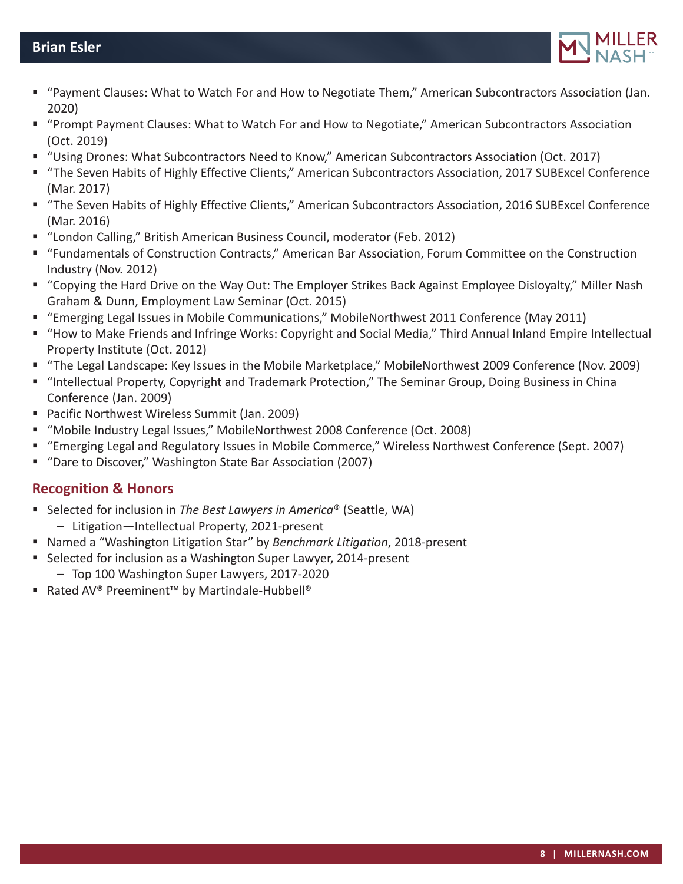- "Payment Clauses: What to Watch For and How to Negotiate Them," American Subcontractors Association (Jan. 2020)
- "Prompt Payment Clauses: What to Watch For and How to Negotiate," American Subcontractors Association (Oct. 2019)
- "Using Drones: What Subcontractors Need to Know," American Subcontractors Association (Oct. 2017)
- "The Seven Habits of Highly Effective Clients," American Subcontractors Association, 2017 SUBExcel Conference (Mar. 2017)
- "The Seven Habits of Highly Effective Clients," American Subcontractors Association, 2016 SUBExcel Conference (Mar. 2016)
- "London Calling," British American Business Council, moderator (Feb. 2012)
- "Fundamentals of Construction Contracts," American Bar Association, Forum Committee on the Construction Industry (Nov. 2012)
- "Copying the Hard Drive on the Way Out: The Employer Strikes Back Against Employee Disloyalty," Miller Nash Graham & Dunn, Employment Law Seminar (Oct. 2015)
- "Emerging Legal Issues in Mobile Communications," MobileNorthwest 2011 Conference (May 2011)
- "How to Make Friends and Infringe Works: Copyright and Social Media," Third Annual Inland Empire Intellectual Property Institute (Oct. 2012)
- "The Legal Landscape: Key Issues in the Mobile Marketplace," MobileNorthwest 2009 Conference (Nov. 2009)
- "Intellectual Property, Copyright and Trademark Protection," The Seminar Group, Doing Business in China Conference (Jan. 2009)
- Pacific Northwest Wireless Summit (Jan. 2009)
- "Mobile Industry Legal Issues," MobileNorthwest 2008 Conference (Oct. 2008)
- "Emerging Legal and Regulatory Issues in Mobile Commerce," Wireless Northwest Conference (Sept. 2007)
- "Dare to Discover," Washington State Bar Association (2007)

## Recognition & Honors

- Selected for inclusion in *The Best Lawyers in America*® (Seattle, WA)
  - Litigation—Intellectual Property, 2021-present
- Named a "Washington Litigation Star" by *Benchmark Litigation*, 2018-present
- Selected for inclusion as a Washington Super Lawyer, 2014-present
  - Top 100 Washington Super Lawyers, 2017-2020
- Rated AV® Preeminent™ by Martindale-Hubbell®